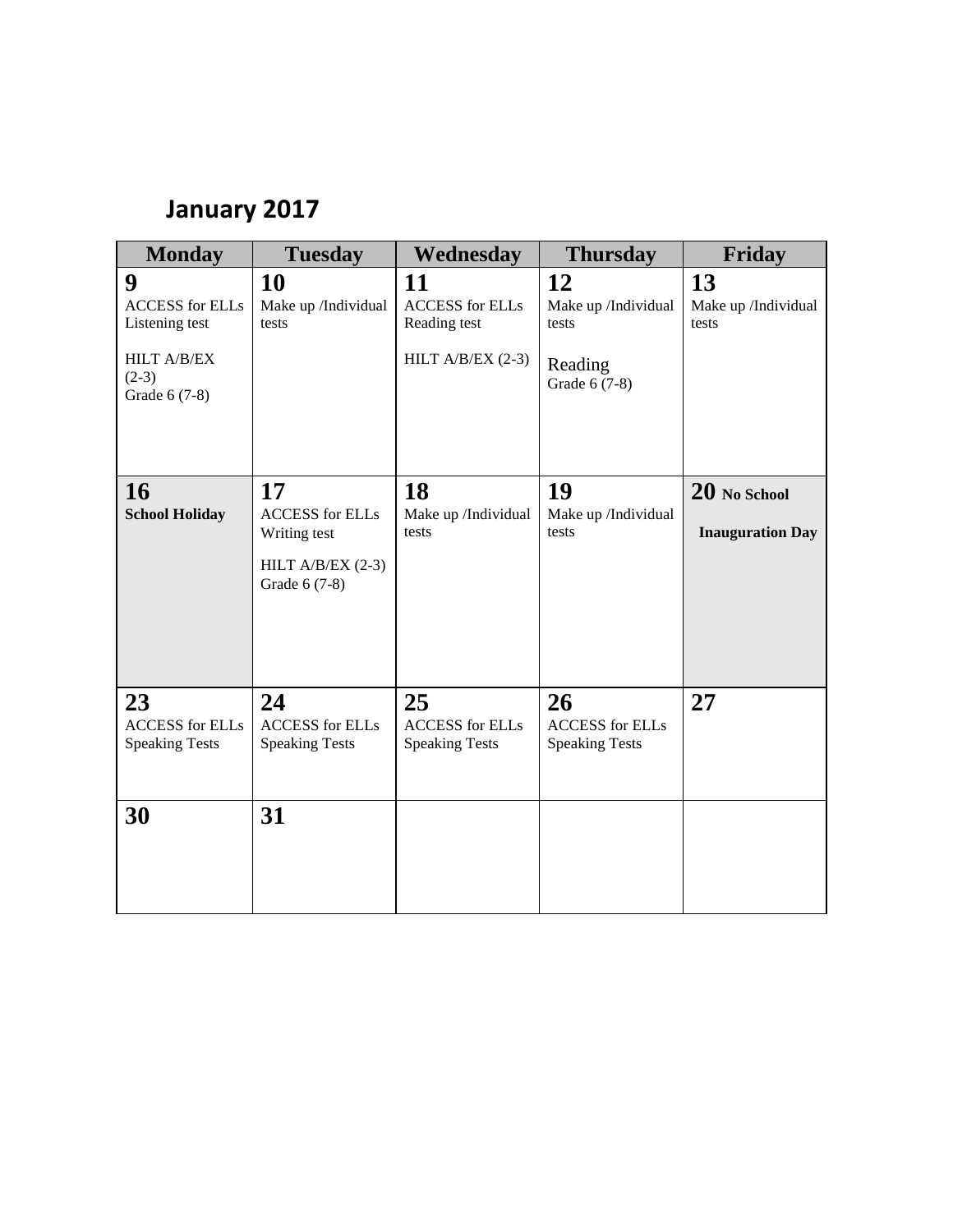# January 2017

| Monday | Tuesday | Wednesday | Thursday | Friday |
|---|---|---|---|---|
| **9**<br>ACCESS for ELLs Listening test<br><br>HILT A/B/EX (2-3)<br>Grade 6 (7-8) | **10**<br>Make up /Individual tests | **11**<br>ACCESS for ELLs Reading test<br><br>HILT A/B/EX (2-3) | **12**<br>Make up /Individual tests<br><br>Reading<br>Grade 6 (7-8) | **13**<br>Make up /Individual tests |
| **16**<br>**School Holiday** | **17**<br>ACCESS for ELLs Writing test<br><br>HILT A/B/EX (2-3)<br>Grade 6 (7-8) | **18**<br>Make up /Individual tests | **19**<br>Make up /Individual tests | **20** **No School**<br><br>**Inauguration Day** |
| **23**<br>ACCESS for ELLs Speaking Tests | **24**<br>ACCESS for ELLs Speaking Tests | **25**<br>ACCESS for ELLs Speaking Tests | **26**<br>ACCESS for ELLs Speaking Tests | **27** |
| **30** | **31** | | | |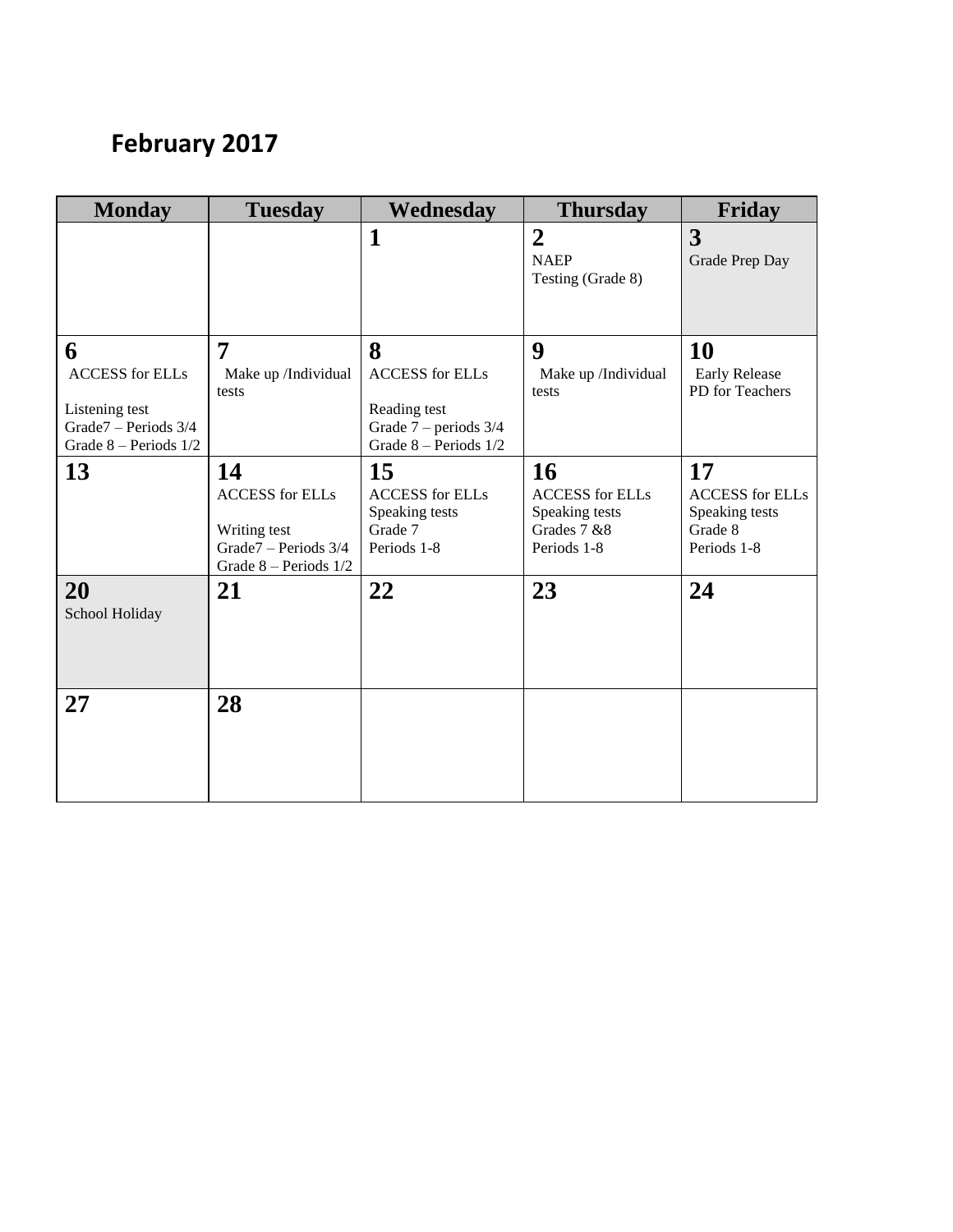# February 2017

| Monday | Tuesday | Wednesday | Thursday | Friday |
|---|---|---|---|---|
| | | **1** | **2**<br>NAEP<br>Testing (Grade 8) | **3**<br>Grade Prep Day |
| **6**<br>ACCESS for ELLs<br><br>Listening test<br>Grade7 – Periods 3/4<br>Grade 8 – Periods 1/2 | **7**<br>Make up /Individual tests | **8**<br>ACCESS for ELLs<br><br>Reading test<br>Grade 7 – periods 3/4<br>Grade 8 – Periods 1/2 | **9**<br>Make up /Individual tests | **10**<br>Early Release<br>PD for Teachers |
| **13** | **14**<br>ACCESS for ELLs<br><br>Writing test<br>Grade7 – Periods 3/4<br>Grade 8 – Periods 1/2 | **15**<br>ACCESS for ELLs<br>Speaking tests<br>Grade 7<br>Periods 1-8 | **16**<br>ACCESS for ELLs<br>Speaking tests<br>Grades 7 &8<br>Periods 1-8 | **17**<br>ACCESS for ELLs<br>Speaking tests<br>Grade 8<br>Periods 1-8 |
| **20**<br>School Holiday | **21** | **22** | **23** | **24** |
| **27** | **28** | | | |